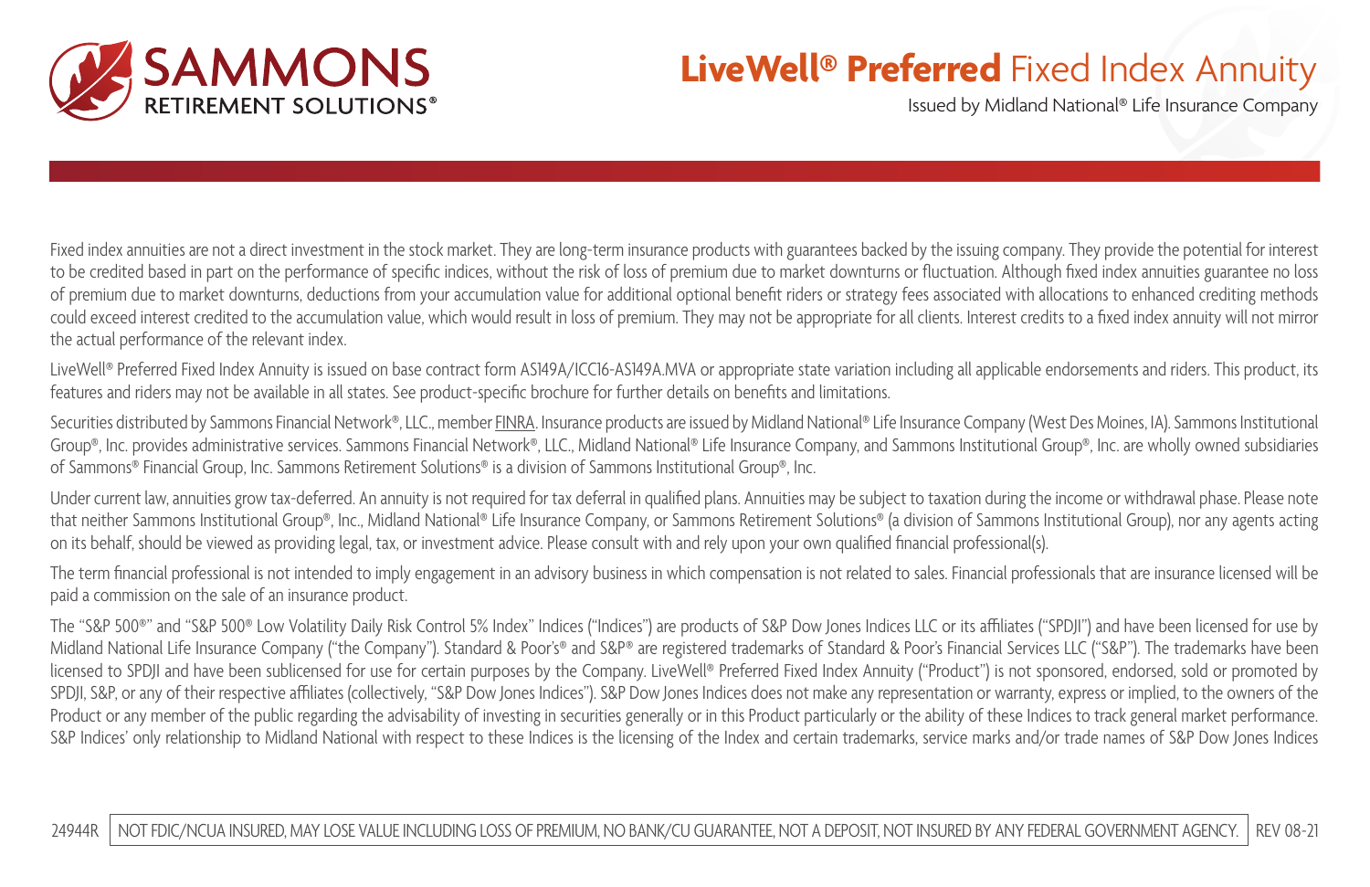SAMMONS RETIREMENT SOLUTIONS®

# LiveWell® Preferred Fixed Index Annuity

Issued by Midland National® Life Insurance Company

Fixed index annuities are not a direct investment in the stock market. They are long-term insurance products with guarantees backed by the issuing company. They provide the potential for interest to be credited based in part on the performance of specific indices, without the risk of loss of premium due to market downturns or fluctuation. Although fixed index annuities guarantee no loss of premium due to market downturns, deductions from your accumulation value for additional optional benefit riders or strategy fees associated with allocations to enhanced crediting methods could exceed interest credited to the accumulation value, which would result in loss of premium. They may not be appropriate for all clients. Interest credits to a fixed index annuity will not mirror the actual performance of the relevant index.

LiveWell® Preferred Fixed Index Annuity is issued on base contract form AS149A/ICC16-AS149A.MVA or appropriate state variation including all applicable endorsements and riders. This product, its features and riders may not be available in all states. See product-specific brochure for further details on benefits and limitations.

Securities distributed by Sammons Financial Network®, LLC., member FINRA. Insurance products are issued by Midland National® Life Insurance Company (West Des Moines, IA). Sammons Institutional Group®, Inc. provides administrative services. Sammons Financial Network®, LLC., Midland National® Life Insurance Company, and Sammons Institutional Group®, Inc. are wholly owned subsidiaries of Sammons® Financial Group, Inc. Sammons Retirement Solutions® is a division of Sammons Institutional Group®, Inc.

Under current law, annuities grow tax-deferred. An annuity is not required for tax deferral in qualified plans. Annuities may be subject to taxation during the income or withdrawal phase. Please note that neither Sammons Institutional Group®, Inc., Midland National® Life Insurance Company, or Sammons Retirement Solutions® (a division of Sammons Institutional Group), nor any agents acting on its behalf, should be viewed as providing legal, tax, or investment advice. Please consult with and rely upon your own qualified financial professional(s).

The term financial professional is not intended to imply engagement in an advisory business in which compensation is not related to sales. Financial professionals that are insurance licensed will be paid a commission on the sale of an insurance product.

The "S&P 500®" and "S&P 500® Low Volatility Daily Risk Control 5% Index" Indices ("Indices") are products of S&P Dow Jones Indices LLC or its affiliates ("SPDJI") and have been licensed for use by Midland National Life Insurance Company ("the Company"). Standard & Poor's® and S&P® are registered trademarks of Standard & Poor's Financial Services LLC ("S&P"). The trademarks have been licensed to SPDJI and have been sublicensed for use for certain purposes by the Company. LiveWell® Preferred Fixed Index Annuity ("Product") is not sponsored, endorsed, sold or promoted by SPDJI, S&P, or any of their respective affiliates (collectively, "S&P Dow Jones Indices"). S&P Dow Jones Indices does not make any representation or warranty, express or implied, to the owners of the Product or any member of the public regarding the advisability of investing in securities generally or in this Product particularly or the ability of these Indices to track general market performance. S&P Indices' only relationship to Midland National with respect to these Indices is the licensing of the Index and certain trademarks, service marks and/or trade names of S&P Dow Jones Indices

24944R | NOT FDIC/NCUA INSURED, MAY LOSE VALUE INCLUDING LOSS OF PREMIUM, NO BANK/CU GUARANTEE, NOT A DEPOSIT, NOT INSURED BY ANY FEDERAL GOVERNMENT AGENCY. | REV 08-21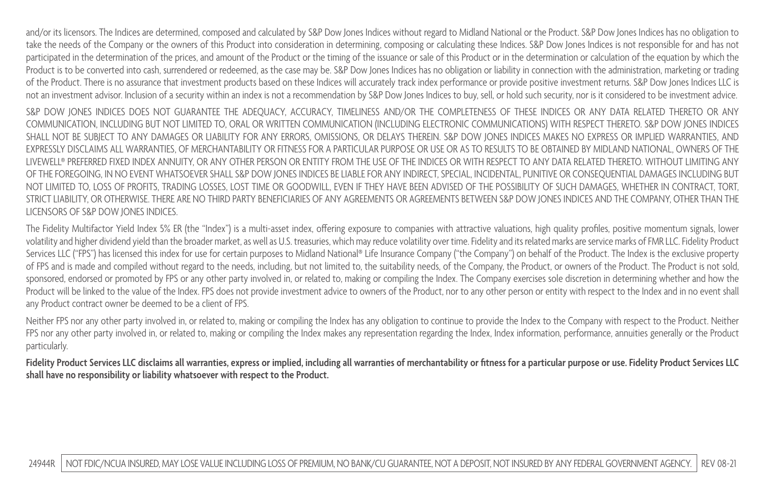and/or its licensors. The Indices are determined, composed and calculated by S&P Dow Jones Indices without regard to Midland National or the Product. S&P Dow Jones Indices has no obligation to take the needs of the Company or the owners of this Product into consideration in determining, composing or calculating these Indices. S&P Dow Jones Indices is not responsible for and has not participated in the determination of the prices, and amount of the Product or the timing of the issuance or sale of this Product or in the determination or calculation of the equation by which the Product is to be converted into cash, surrendered or redeemed, as the case may be. S&P Dow Jones Indices has no obligation or liability in connection with the administration, marketing or trading of the Product. There is no assurance that investment products based on these Indices will accurately track index performance or provide positive investment returns. S&P Dow Jones Indices LLC is not an investment advisor. Inclusion of a security within an index is not a recommendation by S&P Dow Jones Indices to buy, sell, or hold such security, nor is it considered to be investment advice.

S&P DOW JONES INDICES DOES NOT GUARANTEE THE ADEQUACY, ACCURACY, TIMELINESS AND/OR THE COMPLETENESS OF THESE INDICES OR ANY DATA RELATED THERETO OR ANY COMMUNICATION, INCLUDING BUT NOT LIMITED TO, ORAL OR WRITTEN COMMUNICATION (INCLUDING ELECTRONIC COMMUNICATIONS) WITH RESPECT THERETO. S&P DOW JONES INDICES SHALL NOT BE SUBJECT TO ANY DAMAGES OR LIABILITY FOR ANY ERRORS, OMISSIONS, OR DELAYS THEREIN. S&P DOW JONES INDICES MAKES NO EXPRESS OR IMPLIED WARRANTIES, AND EXPRESSLY DISCLAIMS ALL WARRANTIES, OF MERCHANTABILITY OR FITNESS FOR A PARTICULAR PURPOSE OR USE OR AS TO RESULTS TO BE OBTAINED BY MIDLAND NATIONAL, OWNERS OF THE LIVEWELL® PREFERRED FIXED INDEX ANNUITY, OR ANY OTHER PERSON OR ENTITY FROM THE USE OF THE INDICES OR WITH RESPECT TO ANY DATA RELATED THERETO. WITHOUT LIMITING ANY OF THE FOREGOING, IN NO EVENT WHATSOEVER SHALL S&P DOW JONES INDICES BE LIABLE FOR ANY INDIRECT, SPECIAL, INCIDENTAL, PUNITIVE OR CONSEQUENTIAL DAMAGES INCLUDING BUT NOT LIMITED TO, LOSS OF PROFITS, TRADING LOSSES, LOST TIME OR GOODWILL, EVEN IF THEY HAVE BEEN ADVISED OF THE POSSIBILITY OF SUCH DAMAGES, WHETHER IN CONTRACT, TORT, STRICT LIABILITY, OR OTHERWISE. THERE ARE NO THIRD PARTY BENEFICIARIES OF ANY AGREEMENTS OR AGREEMENTS BETWEEN S&P DOW JONES INDICES AND THE COMPANY, OTHER THAN THE LICENSORS OF S&P DOW JONES INDICES.

The Fidelity Multifactor Yield Index 5% ER (the "Index") is a multi-asset index, offering exposure to companies with attractive valuations, high quality profiles, positive momentum signals, lower volatility and higher dividend yield than the broader market, as well as U.S. treasuries, which may reduce volatility over time. Fidelity and its related marks are service marks of FMR LLC. Fidelity Product Services LLC ("FPS") has licensed this index for use for certain purposes to Midland National® Life Insurance Company ("the Company") on behalf of the Product. The Index is the exclusive property of FPS and is made and compiled without regard to the needs, including, but not limited to, the suitability needs, of the Company, the Product, or owners of the Product. The Product is not sold, sponsored, endorsed or promoted by FPS or any other party involved in, or related to, making or compiling the Index. The Company exercises sole discretion in determining whether and how the Product will be linked to the value of the Index. FPS does not provide investment advice to owners of the Product, nor to any other person or entity with respect to the Index and in no event shall any Product contract owner be deemed to be a client of FPS.

Neither FPS nor any other party involved in, or related to, making or compiling the Index has any obligation to continue to provide the Index to the Company with respect to the Product. Neither FPS nor any other party involved in, or related to, making or compiling the Index makes any representation regarding the Index, Index information, performance, annuities generally or the Product particularly.

**Fidelity Product Services LLC disclaims all warranties, express or implied, including all warranties of merchantability or fitness for a particular purpose or use. Fidelity Product Services LLC shall have no responsibility or liability whatsoever with respect to the Product.**

24944R | NOT FDIC/NCUA INSURED, MAY LOSE VALUE INCLUDING LOSS OF PREMIUM, NO BANK/CU GUARANTEE, NOT A DEPOSIT, NOT INSURED BY ANY FEDERAL GOVERNMENT AGENCY. | REV 08-21